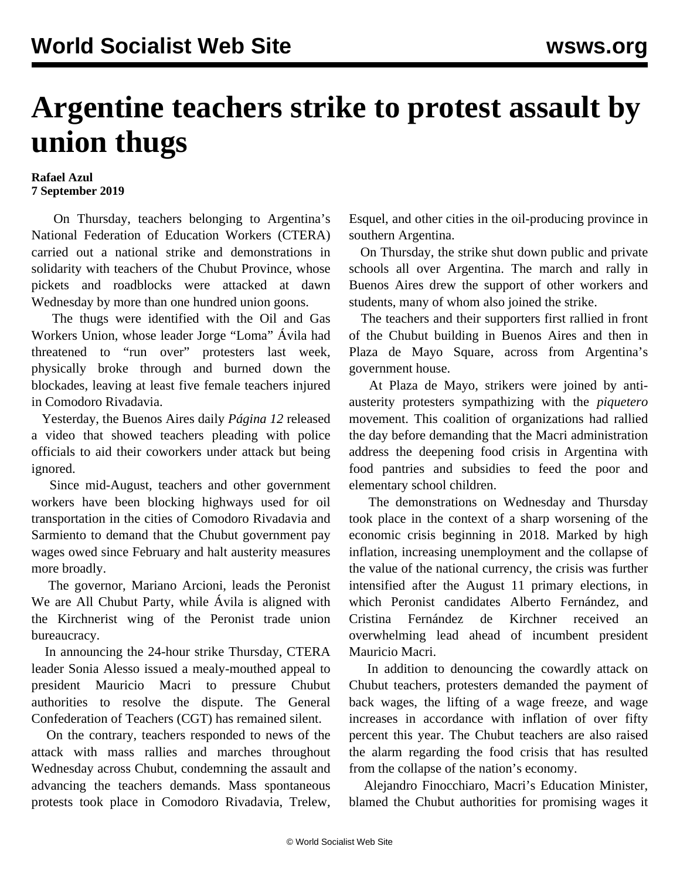# Argentine teachers strike to protest assault by union thugs

**Rafael Azul**
**7 September 2019**

On Thursday, teachers belonging to Argentina's National Federation of Education Workers (CTERA) carried out a national strike and demonstrations in solidarity with teachers of the Chubut Province, whose pickets and roadblocks were attacked at dawn Wednesday by more than one hundred union goons.

The thugs were identified with the Oil and Gas Workers Union, whose leader Jorge "Loma" Ávila had threatened to "run over" protesters last week, physically broke through and burned down the blockades, leaving at least five female teachers injured in Comodoro Rivadavia.

Yesterday, the Buenos Aires daily *Página 12* released a video that showed teachers pleading with police officials to aid their coworkers under attack but being ignored.

Since mid-August, teachers and other government workers have been blocking highways used for oil transportation in the cities of Comodoro Rivadavia and Sarmiento to demand that the Chubut government pay wages owed since February and halt austerity measures more broadly.

The governor, Mariano Arcioni, leads the Peronist We are All Chubut Party, while Ávila is aligned with the Kirchnerist wing of the Peronist trade union bureaucracy.

In announcing the 24-hour strike Thursday, CTERA leader Sonia Alesso issued a mealy-mouthed appeal to president Mauricio Macri to pressure Chubut authorities to resolve the dispute. The General Confederation of Teachers (CGT) has remained silent.

On the contrary, teachers responded to news of the attack with mass rallies and marches throughout Wednesday across Chubut, condemning the assault and advancing the teachers demands. Mass spontaneous protests took place in Comodoro Rivadavia, Trelew, Esquel, and other cities in the oil-producing province in southern Argentina.

On Thursday, the strike shut down public and private schools all over Argentina. The march and rally in Buenos Aires drew the support of other workers and students, many of whom also joined the strike.

The teachers and their supporters first rallied in front of the Chubut building in Buenos Aires and then in Plaza de Mayo Square, across from Argentina's government house.

At Plaza de Mayo, strikers were joined by anti-austerity protesters sympathizing with the *piquetero* movement. This coalition of organizations had rallied the day before demanding that the Macri administration address the deepening food crisis in Argentina with food pantries and subsidies to feed the poor and elementary school children.

The demonstrations on Wednesday and Thursday took place in the context of a sharp worsening of the economic crisis beginning in 2018. Marked by high inflation, increasing unemployment and the collapse of the value of the national currency, the crisis was further intensified after the August 11 primary elections, in which Peronist candidates Alberto Fernández, and Cristina Fernández de Kirchner received an overwhelming lead ahead of incumbent president Mauricio Macri.

In addition to denouncing the cowardly attack on Chubut teachers, protesters demanded the payment of back wages, the lifting of a wage freeze, and wage increases in accordance with inflation of over fifty percent this year. The Chubut teachers are also raised the alarm regarding the food crisis that has resulted from the collapse of the nation's economy.

Alejandro Finocchiaro, Macri's Education Minister, blamed the Chubut authorities for promising wages it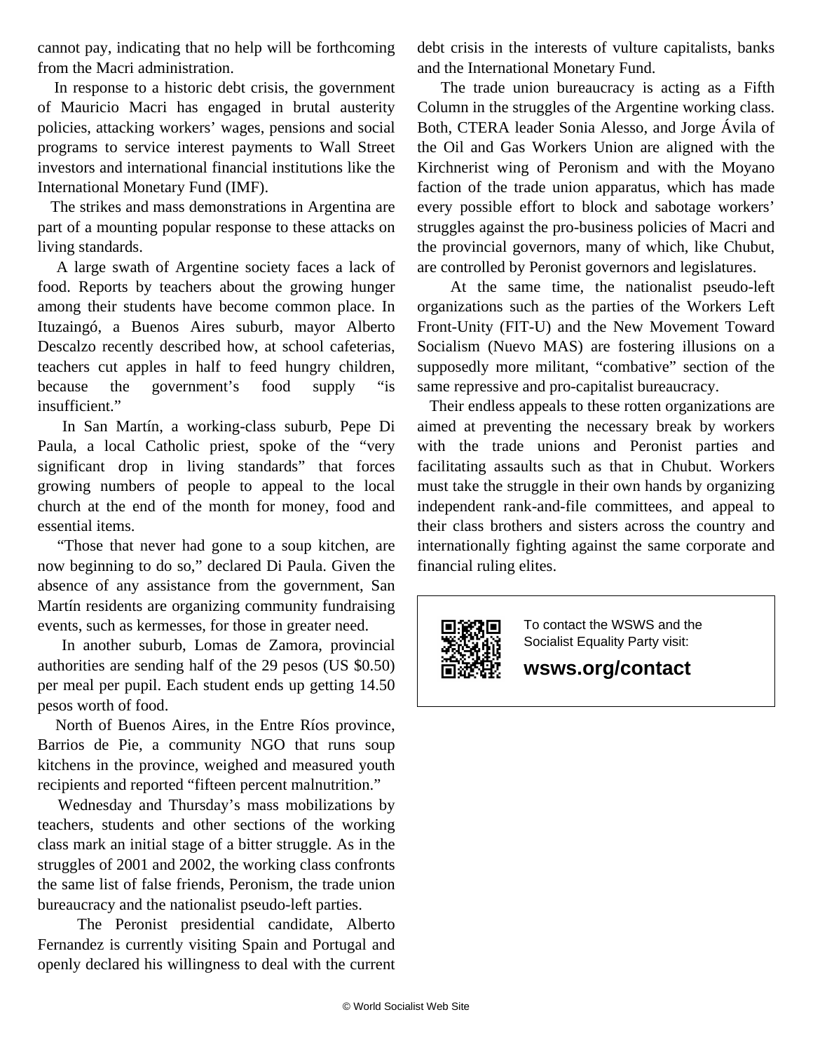cannot pay, indicating that no help will be forthcoming from the Macri administration.

In response to a historic debt crisis, the government of Mauricio Macri has engaged in brutal austerity policies, attacking workers' wages, pensions and social programs to service interest payments to Wall Street investors and international financial institutions like the International Monetary Fund (IMF).

The strikes and mass demonstrations in Argentina are part of a mounting popular response to these attacks on living standards.

A large swath of Argentine society faces a lack of food. Reports by teachers about the growing hunger among their students have become common place. In Ituzaingó, a Buenos Aires suburb, mayor Alberto Descalzo recently described how, at school cafeterias, teachers cut apples in half to feed hungry children, because the government's food supply "is insufficient."

In San Martín, a working-class suburb, Pepe Di Paula, a local Catholic priest, spoke of the "very significant drop in living standards" that forces growing numbers of people to appeal to the local church at the end of the month for money, food and essential items.

"Those that never had gone to a soup kitchen, are now beginning to do so," declared Di Paula. Given the absence of any assistance from the government, San Martín residents are organizing community fundraising events, such as kermesses, for those in greater need.

In another suburb, Lomas de Zamora, provincial authorities are sending half of the 29 pesos (US $0.50) per meal per pupil. Each student ends up getting 14.50 pesos worth of food.

North of Buenos Aires, in the Entre Ríos province, Barrios de Pie, a community NGO that runs soup kitchens in the province, weighed and measured youth recipients and reported "fifteen percent malnutrition."

Wednesday and Thursday's mass mobilizations by teachers, students and other sections of the working class mark an initial stage of a bitter struggle. As in the struggles of 2001 and 2002, the working class confronts the same list of false friends, Peronism, the trade union bureaucracy and the nationalist pseudo-left parties.

The Peronist presidential candidate, Alberto Fernandez is currently visiting Spain and Portugal and openly declared his willingness to deal with the current debt crisis in the interests of vulture capitalists, banks and the International Monetary Fund.

The trade union bureaucracy is acting as a Fifth Column in the struggles of the Argentine working class. Both, CTERA leader Sonia Alesso, and Jorge Ávila of the Oil and Gas Workers Union are aligned with the Kirchnerist wing of Peronism and with the Moyano faction of the trade union apparatus, which has made every possible effort to block and sabotage workers' struggles against the pro-business policies of Macri and the provincial governors, many of which, like Chubut, are controlled by Peronist governors and legislatures.

At the same time, the nationalist pseudo-left organizations such as the parties of the Workers Left Front-Unity (FIT-U) and the New Movement Toward Socialism (Nuevo MAS) are fostering illusions on a supposedly more militant, "combative" section of the same repressive and pro-capitalist bureaucracy.

Their endless appeals to these rotten organizations are aimed at preventing the necessary break by workers with the trade unions and Peronist parties and facilitating assaults such as that in Chubut. Workers must take the struggle in their own hands by organizing independent rank-and-file committees, and appeal to their class brothers and sisters across the country and internationally fighting against the same corporate and financial ruling elites.

To contact the WSWS and the Socialist Equality Party visit:

**wsws.org/contact**